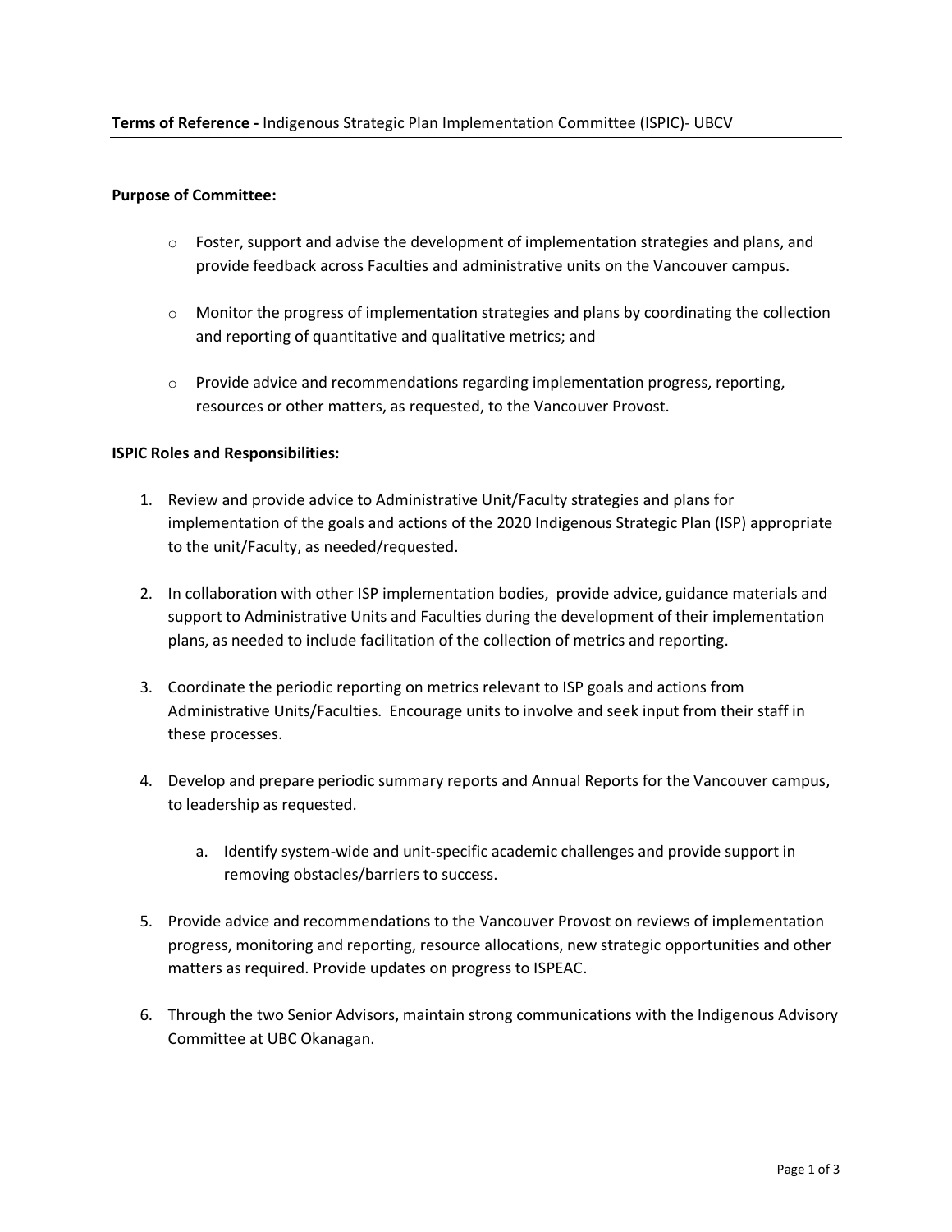**Terms of Reference -** Indigenous Strategic Plan Implementation Committee (ISPIC)- UBCV

---

**Purpose of Committee:**

- Foster, support and advise the development of implementation strategies and plans, and provide feedback across Faculties and administrative units on the Vancouver campus.
- Monitor the progress of implementation strategies and plans by coordinating the collection and reporting of quantitative and qualitative metrics; and
- Provide advice and recommendations regarding implementation progress, reporting, resources or other matters, as requested, to the Vancouver Provost.

**ISPIC Roles and Responsibilities:**

1. Review and provide advice to Administrative Unit/Faculty strategies and plans for implementation of the goals and actions of the 2020 Indigenous Strategic Plan (ISP) appropriate to the unit/Faculty, as needed/requested.

2. In collaboration with other ISP implementation bodies, provide advice, guidance materials and support to Administrative Units and Faculties during the development of their implementation plans, as needed to include facilitation of the collection of metrics and reporting.

3. Coordinate the periodic reporting on metrics relevant to ISP goals and actions from Administrative Units/Faculties. Encourage units to involve and seek input from their staff in these processes.

4. Develop and prepare periodic summary reports and Annual Reports for the Vancouver campus, to leadership as requested.

   a. Identify system-wide and unit-specific academic challenges and provide support in removing obstacles/barriers to success.

5. Provide advice and recommendations to the Vancouver Provost on reviews of implementation progress, monitoring and reporting, resource allocations, new strategic opportunities and other matters as required. Provide updates on progress to ISPEAC.

6. Through the two Senior Advisors, maintain strong communications with the Indigenous Advisory Committee at UBC Okanagan.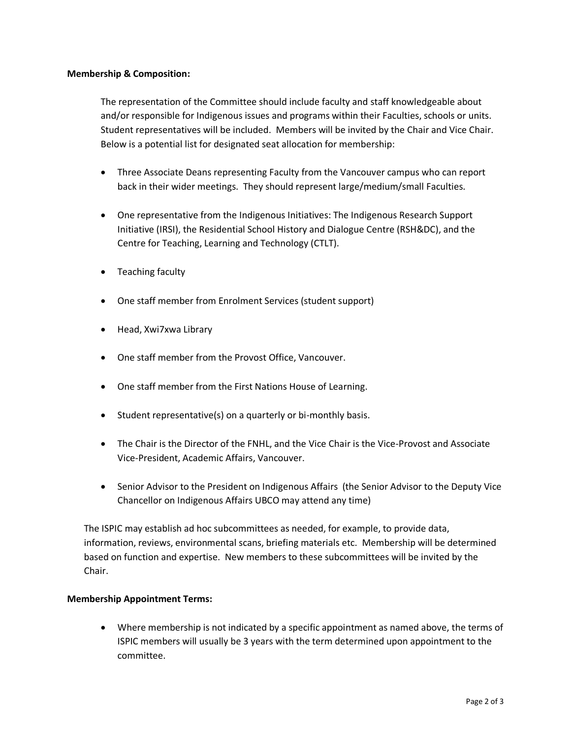**Membership & Composition:**

The representation of the Committee should include faculty and staff knowledgeable about and/or responsible for Indigenous issues and programs within their Faculties, schools or units. Student representatives will be included. Members will be invited by the Chair and Vice Chair. Below is a potential list for designated seat allocation for membership:

- Three Associate Deans representing Faculty from the Vancouver campus who can report back in their wider meetings. They should represent large/medium/small Faculties.
- One representative from the Indigenous Initiatives: The Indigenous Research Support Initiative (IRSI), the Residential School History and Dialogue Centre (RSH&DC), and the Centre for Teaching, Learning and Technology (CTLT).
- Teaching faculty
- One staff member from Enrolment Services (student support)
- Head, Xwi7xwa Library
- One staff member from the Provost Office, Vancouver.
- One staff member from the First Nations House of Learning.
- Student representative(s) on a quarterly or bi-monthly basis.
- The Chair is the Director of the FNHL, and the Vice Chair is the Vice-Provost and Associate Vice-President, Academic Affairs, Vancouver.
- Senior Advisor to the President on Indigenous Affairs (the Senior Advisor to the Deputy Vice Chancellor on Indigenous Affairs UBCO may attend any time)

The ISPIC may establish ad hoc subcommittees as needed, for example, to provide data, information, reviews, environmental scans, briefing materials etc. Membership will be determined based on function and expertise. New members to these subcommittees will be invited by the Chair.

**Membership Appointment Terms:**

- Where membership is not indicated by a specific appointment as named above, the terms of ISPIC members will usually be 3 years with the term determined upon appointment to the committee.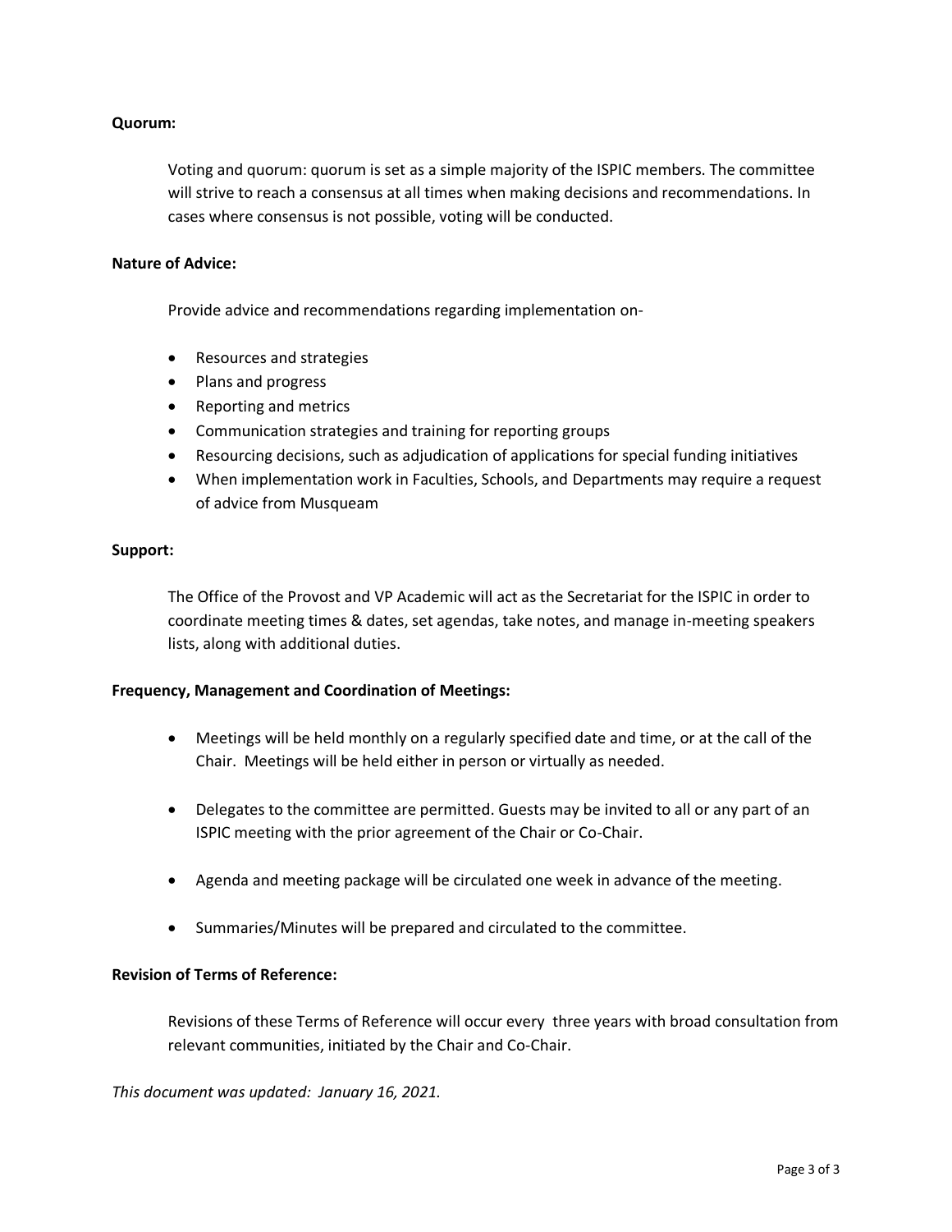**Quorum:**

Voting and quorum: quorum is set as a simple majority of the ISPIC members. The committee will strive to reach a consensus at all times when making decisions and recommendations. In cases where consensus is not possible, voting will be conducted.

**Nature of Advice:**

Provide advice and recommendations regarding implementation on-

- Resources and strategies
- Plans and progress
- Reporting and metrics
- Communication strategies and training for reporting groups
- Resourcing decisions, such as adjudication of applications for special funding initiatives
- When implementation work in Faculties, Schools, and Departments may require a request of advice from Musqueam

**Support:**

The Office of the Provost and VP Academic will act as the Secretariat for the ISPIC in order to coordinate meeting times & dates, set agendas, take notes, and manage in-meeting speakers lists, along with additional duties.

**Frequency, Management and Coordination of Meetings:**

- Meetings will be held monthly on a regularly specified date and time, or at the call of the Chair. Meetings will be held either in person or virtually as needed.
- Delegates to the committee are permitted. Guests may be invited to all or any part of an ISPIC meeting with the prior agreement of the Chair or Co-Chair.
- Agenda and meeting package will be circulated one week in advance of the meeting.
- Summaries/Minutes will be prepared and circulated to the committee.

**Revision of Terms of Reference:**

Revisions of these Terms of Reference will occur every three years with broad consultation from relevant communities, initiated by the Chair and Co-Chair.

*This document was updated: January 16, 2021.*